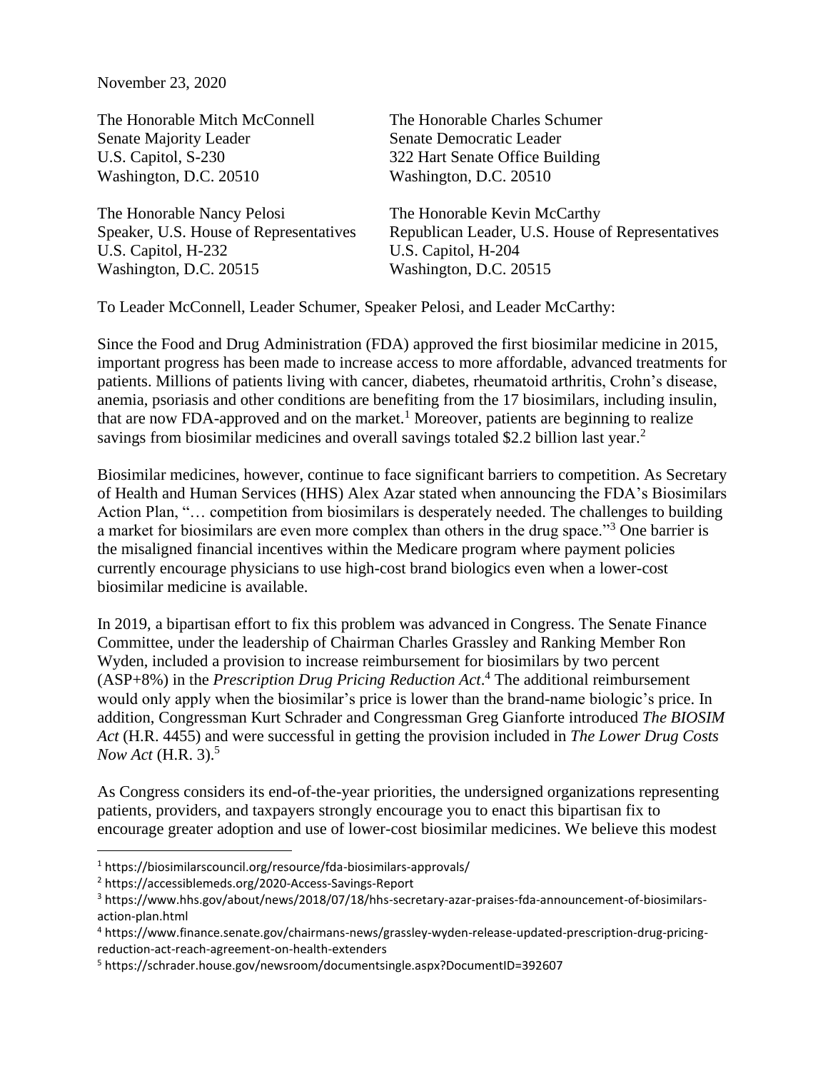November 23, 2020

The Honorable Mitch McConnell
Senate Majority Leader
U.S. Capitol, S-230
Washington, D.C. 20510

The Honorable Charles Schumer
Senate Democratic Leader
322 Hart Senate Office Building
Washington, D.C. 20510

The Honorable Nancy Pelosi
Speaker, U.S. House of Representatives
U.S. Capitol, H-232
Washington, D.C. 20515

The Honorable Kevin McCarthy
Republican Leader, U.S. House of Representatives
U.S. Capitol, H-204
Washington, D.C. 20515

To Leader McConnell, Leader Schumer, Speaker Pelosi, and Leader McCarthy:

Since the Food and Drug Administration (FDA) approved the first biosimilar medicine in 2015, important progress has been made to increase access to more affordable, advanced treatments for patients. Millions of patients living with cancer, diabetes, rheumatoid arthritis, Crohn's disease, anemia, psoriasis and other conditions are benefiting from the 17 biosimilars, including insulin, that are now FDA-approved and on the market.[1] Moreover, patients are beginning to realize savings from biosimilar medicines and overall savings totaled $2.2 billion last year.[2]

Biosimilar medicines, however, continue to face significant barriers to competition. As Secretary of Health and Human Services (HHS) Alex Azar stated when announcing the FDA's Biosimilars Action Plan, "… competition from biosimilars is desperately needed. The challenges to building a market for biosimilars are even more complex than others in the drug space."[3] One barrier is the misaligned financial incentives within the Medicare program where payment policies currently encourage physicians to use high-cost brand biologics even when a lower-cost biosimilar medicine is available.

In 2019, a bipartisan effort to fix this problem was advanced in Congress. The Senate Finance Committee, under the leadership of Chairman Charles Grassley and Ranking Member Ron Wyden, included a provision to increase reimbursement for biosimilars by two percent (ASP+8%) in the *Prescription Drug Pricing Reduction Act*.[4] The additional reimbursement would only apply when the biosimilar's price is lower than the brand-name biologic's price. In addition, Congressman Kurt Schrader and Congressman Greg Gianforte introduced *The BIOSIM Act* (H.R. 4455) and were successful in getting the provision included in *The Lower Drug Costs Now Act* (H.R. 3).[5]

As Congress considers its end-of-the-year priorities, the undersigned organizations representing patients, providers, and taxpayers strongly encourage you to enact this bipartisan fix to encourage greater adoption and use of lower-cost biosimilar medicines. We believe this modest

---

[1] https://biosimilarscouncil.org/resource/fda-biosimilars-approvals/

[2] https://accessiblemeds.org/2020-Access-Savings-Report

[3] https://www.hhs.gov/about/news/2018/07/18/hhs-secretary-azar-praises-fda-announcement-of-biosimilars-action-plan.html

[4] https://www.finance.senate.gov/chairmans-news/grassley-wyden-release-updated-prescription-drug-pricing-reduction-act-reach-agreement-on-health-extenders

[5] https://schrader.house.gov/newsroom/documentsingle.aspx?DocumentID=392607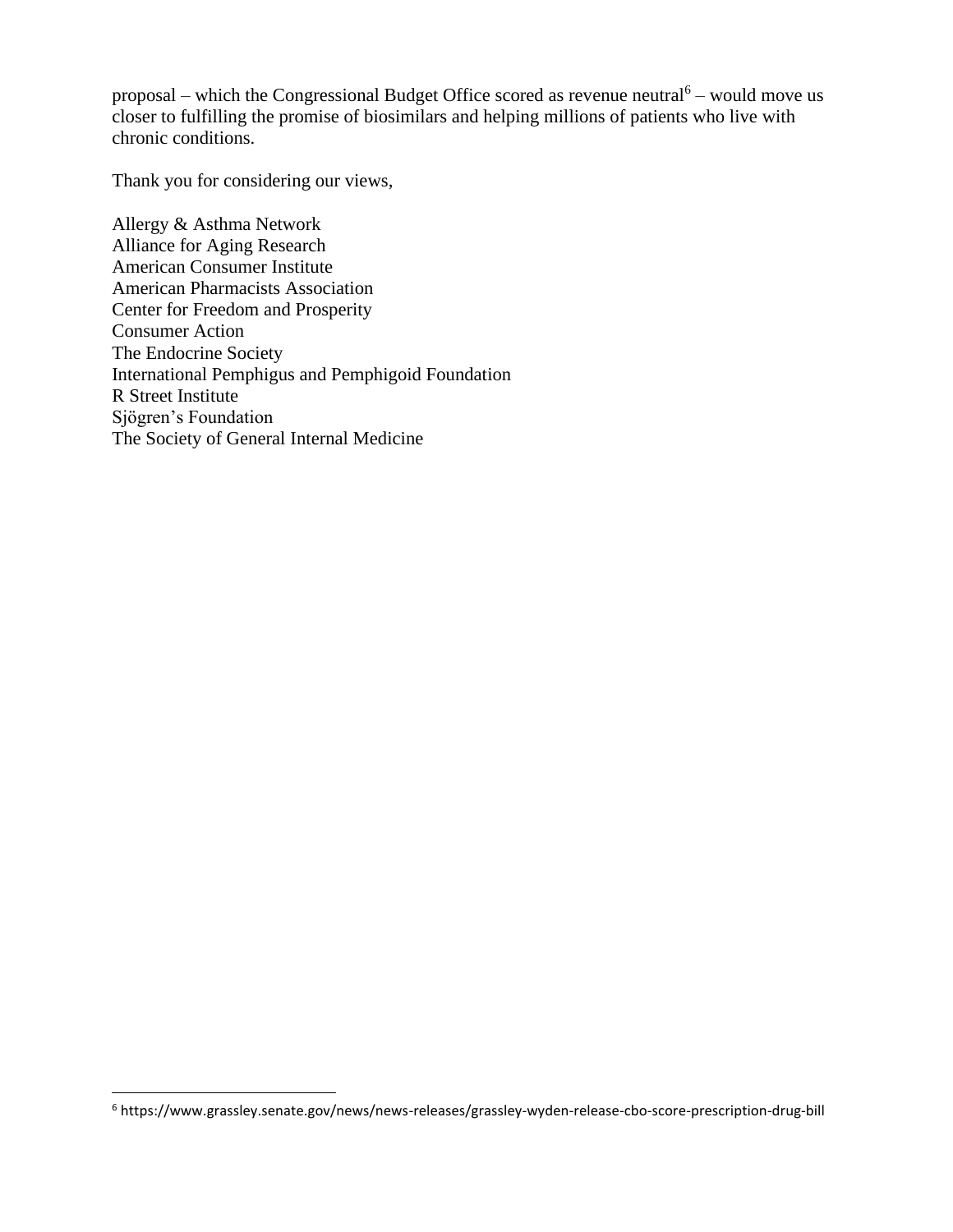proposal – which the Congressional Budget Office scored as revenue neutral[6] – would move us closer to fulfilling the promise of biosimilars and helping millions of patients who live with chronic conditions.

Thank you for considering our views,

Allergy & Asthma Network
Alliance for Aging Research
American Consumer Institute
American Pharmacists Association
Center for Freedom and Prosperity
Consumer Action
The Endocrine Society
International Pemphigus and Pemphigoid Foundation
R Street Institute
Sjögren's Foundation
The Society of General Internal Medicine

---

[6] https://www.grassley.senate.gov/news/news-releases/grassley-wyden-release-cbo-score-prescription-drug-bill